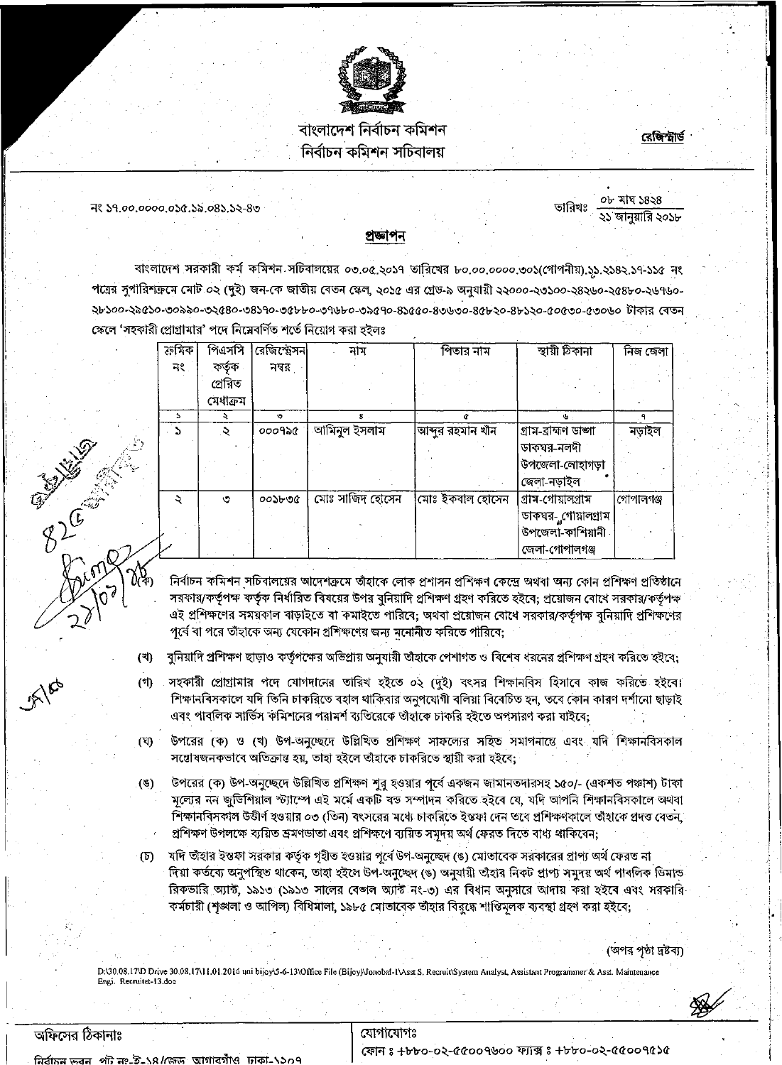বাংলাদেশ নির্বাচন কমিশন
নির্বাচন কমিশন সচিবালয়

রেজিস্ট্রার্ড

নং ১৭.০০.০০০০.০১৫.১৯.০৪১.১২-৪৩

তারিখঃ ০৮ মাঘ ১৪২৪
২১ জানুয়ারি ২০১৮

## প্রজ্ঞাপন

বাংলাদেশ সরকারী কর্ম কমিশন সচিবালয়ের ০৩.০৫.২০১৭ তারিখের ৮০.০০.০০০০.৩০১(গোপনীয়).১১.২১৪২.১৭-১১৫ নং পত্রের সুপারিশক্রমে মোট ০২ (দুই) জন-কে জাতীয় বেতন স্কেল, ২০১৫ এর গ্রেড-৯ অনুযায়ী ২২০০০-২৩১০০-২৪২৬০-২৫৪৮০-২৬৭৬০-২৮১০০-২৯৫১০-৩০৯৯০-৩২৫৪০-৩৪১৭০-৩৫৮৮০-৩৭৬৮০-৩৯৫৭০-৪১৫৫০-৪৩৬৩০-৪৫৮২০-৪৮১২০-৫০৫৩০-৫৩০৬০ টাকার বেতন স্কেলে 'সহকারী প্রোগ্রামার' পদে নিম্নেবর্ণিত শর্তে নিয়োগ করা হইলঃ

| ক্রমিক নং | পিএসসি কর্তৃক প্রেরিত মেধাক্রম | রেজিস্ট্রেসন নম্বর | নাম | পিতার নাম | স্থায়ী ঠিকানা | নিজ জেলা |
|---|---|---|---|---|---|---|
| ১ | ২ | ৩ | ৪ | ৫ | ৬ | ৭ |
| ১ | ২ | ০০০৭১৫ | আমিনুল ইসলাম | আব্দুর রহমান খাঁন | গ্রাম-ব্রাহ্মণ ডাঙ্গা ডাকঘর-নলদী উপজেলা-লোহাগড়া জেলা-নড়াইল | নড়াইল |
| ২ | ৩ | ০০১৮৩৫ | মোঃ সাজিদ হোসেন | মোঃ ইকবাল হোসেন | গ্রাম-গোয়ালগ্রাম ডাকঘর- গোয়ালগ্রাম উপজেলা-কাশিয়ানী জেলা-গোপালগঞ্জ | গোপালগঞ্জ |

(ক) নির্বাচন কমিশন সচিবালয়ের আদেশক্রমে তাঁহাকে লোক প্রশাসন প্রশিক্ষণ কেন্দ্রে অথবা অন্য কোন প্রশিক্ষণ প্রতিষ্ঠানে সরকার/কর্তৃপক্ষ কর্তৃক নির্ধারিত বিষয়ের উপর বুনিয়াদি প্রশিক্ষণ গ্রহণ করিতে হইবে; প্রয়োজন বোধে সরকার/কর্তৃপক্ষ এই প্রশিক্ষণের সময়কাল বাড়াইতে বা কমাইতে পারিবে; অথবা প্রয়োজন বোধে সরকার/কর্তৃপক্ষ বুনিয়াদি প্রশিক্ষণের পূর্বে বা পরে তাঁহাকে অন্য যেকোন প্রশিক্ষণের জন্য মনোনীত করিতে পারিবে;

(খ) বুনিয়াদি প্রশিক্ষণ ছাড়াও কর্তৃপক্ষের অভিপ্রায় অনুযায়ী তাঁহাকে পেশাগত ও বিশেষ ধরনের প্রশিক্ষণ গ্রহণ করিতে হইবে;

(গ) সহকারী প্রোগ্রামার পদে যোগদানের তারিখ হইতে ০২ (দুই) বৎসর শিক্ষানবিস হিসাবে কাজ করিতে হইবে। শিক্ষানবিসকালে যদি তিনি চাকরিতে বহাল থাকিবার অনুপযোগী বলিয়া বিবেচিত হন, তবে কোন কারণ দর্শানো ছাড়াই এবং পাবলিক সার্ভিস কমিশনের পরামর্শ ব্যতিরেকে তাঁহাকে চাকরি হইতে অপসারণ করা যাইবে;

(ঘ) উপরের (ক) ও (খ) উপ-অনুচ্ছেদে উল্লিখিত প্রশিক্ষণ সাফল্যের সহিত সমাপনান্তে এবং যদি শিক্ষানবিসকাল সন্তোষজনকভাবে অতিক্রান্ত হয়, তাহা হইলে তাঁহাকে চাকরিতে স্থায়ী করা হইবে;

(ঙ) উপরের (ক) উপ-অনুচ্ছেদে উল্লিখিত প্রশিক্ষণ শুরু হওয়ার পূর্বে একজন জামানতদারসহ ১৫০/- (একশত পঞ্চাশ) টাকা মূল্যের নন জুডিশিয়াল স্ট্যাম্পে এই মর্মে একটি বন্ড সম্পাদন করিতে হইবে যে, যদি আপনি শিক্ষানবিসকালে অথবা শিক্ষানবিসকাল উত্তীর্ণ হওয়ার ০৩ (তিন) বৎসরের মধ্যে চাকরিতে ইস্তফা দেন তবে প্রশিক্ষণকালে তাঁহাকে প্রদত্ত বেতন, প্রশিক্ষণ উপলক্ষে ব্যয়িত ভ্রমণভাতা এবং প্রশিক্ষণে ব্যয়িত সমুদয় অর্থ ফেরত দিতে বাধ্য থাকিবেন;

(চ) যদি তাঁহার ইস্তফা সরকার কর্তৃক গৃহীত হওয়ার পূর্বে উপ-অনুচ্ছেদ (ঙ) মোতাবেক সরকারের প্রাপ্য অর্থ ফেরত না দিয়া কর্তব্যে অনুপস্থিত থাকেন, তাহা হইলে উপ-অনুচ্ছেদ (ঙ) অনুযায়ী তাঁহার নিকট প্রাপ্য সমুদয় অর্থ পাবলিক ডিমান্ড রিকভারি অ্যাক্ট, ১৯১৩ (১৯১৩ সালের বেঙ্গল অ্যাক্ট নং-৩) এর বিধান অনুসারে আদায় করা হইবে এবং সরকারি কর্মচারী (শৃঙ্খলা ও আপিল) বিধিমালা, ১৯৮৫ মোতাবেক তাঁহার বিরুদ্ধে শাস্তিমূলক ব্যবস্থা গ্রহণ করা হইবে;

(অপর পৃষ্ঠা দ্রষ্টব্য)

D:\30.08.17\D Drive 30.08.17\11.01.2016 uni bijoy\5-6-13\Office File (Bijoy)\Jonobal-1\Asst S. Recruit\System Analyst, Assistant Programmer & Asst. Maintenance Engi. Recruitet-13.doc

অফিসের ঠিকানাঃ
নির্বাচন ভবন, প্লট নং-ই-১৪/জেড, আগারগাঁও, ঢাকা-১২০৭

যোগাযোগঃ
ফোন : +৮৮০-০২-৫৫০০৭৬০০ ফ্যাক্স : +৮৮০-০২-৫৫০০৭৫১৫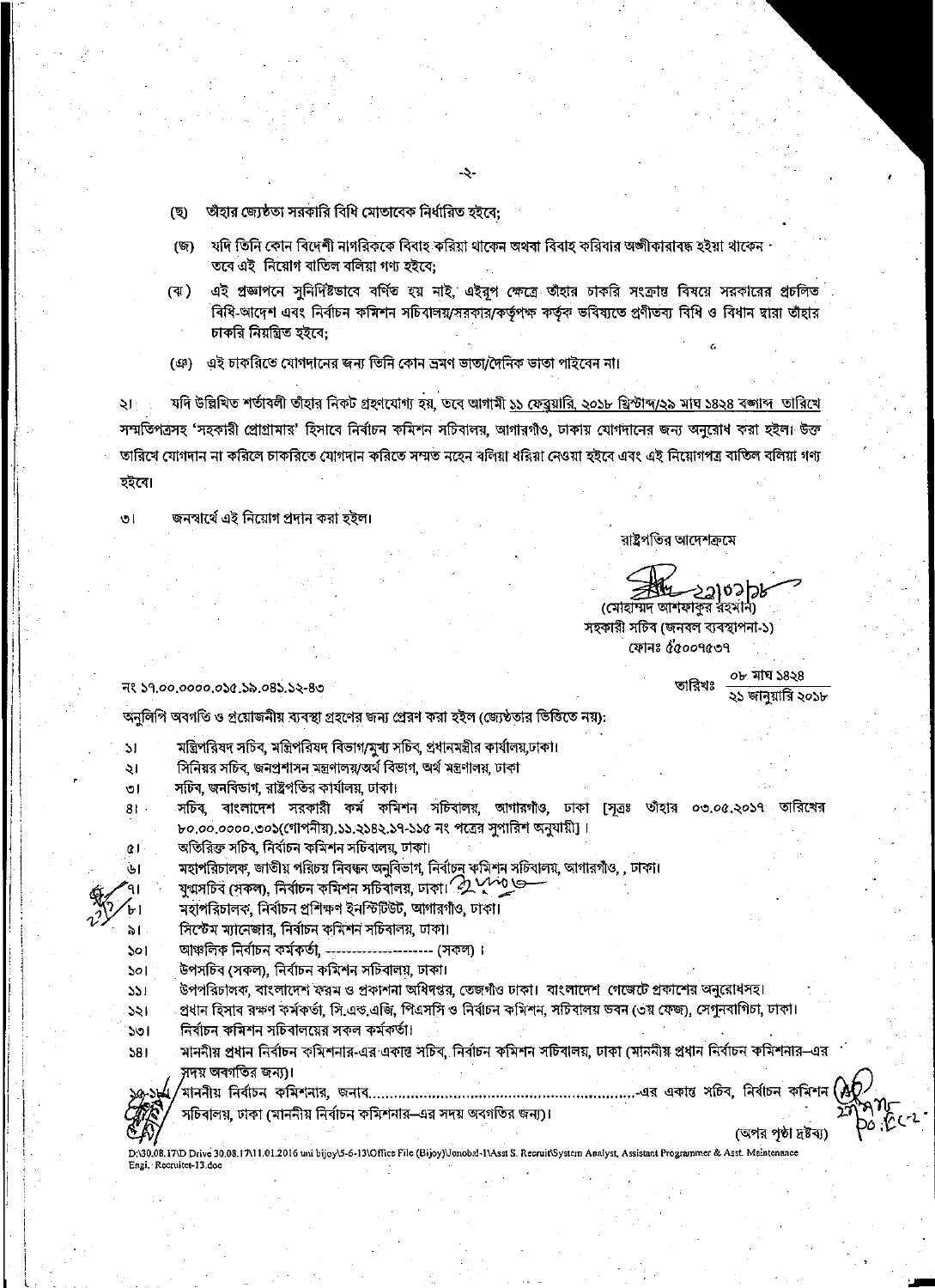(ছ) তাঁহার জ্যেষ্ঠতা সরকারি বিধি মোতাবেক নির্ধারিত হইবে;

(জ) যদি তিনি কোন বিদেশী নাগরিককে বিবাহ করিয়া থাকেন অথবা বিবাহ করিবার অঙ্গীকারাবদ্ধ হইয়া থাকেন তবে এই নিয়োগ বাতিল বলিয়া গণ্য হইবে;

(ঝ) এই প্রজ্ঞাপনে সুনির্দিষ্টভাবে বর্ণিত হয় নাই, এইরূপ ক্ষেত্রে তাঁহার চাকরি সংক্রান্ত বিষয়ে সরকারের প্রচলিত বিধি-আদেশ এবং নির্বাচন কমিশন সচিবালয়/সরকার/কর্তৃপক্ষ কর্তৃক ভবিষ্যতে প্রণীতব্য বিধি ও বিধান দ্বারা তাঁহার চাকরি নিয়ন্ত্রিত হইবে;

(ঞ) এই চাকরিতে যোগদানের জন্য তিনি কোন ভ্রমণ ভাতা/দৈনিক ভাতা পাইবেন না।

২। যদি উল্লিখিত শর্তাবলী তাঁহার নিকট গ্রহণযোগ্য হয়, তবে আগামী ১১ ফেব্রুয়ারি, ২০১৮ খ্রিস্টাব্দ/২৯ মাঘ ১৪২৪ বঙ্গাব্দ তারিখে সম্মতিপত্রসহ 'সহকারী প্রোগ্রামার' হিসাবে নির্বাচন কমিশন সচিবালয়, আগারগাঁও, ঢাকায় যোগদানের জন্য অনুরোধ করা হইল। উক্ত তারিখে যোগদান না করিলে চাকরিতে যোগদান করিতে সম্মত নহেন বলিয়া ধরিয়া নেওয়া হইবে এবং এই নিয়োগপত্র বাতিল বলিয়া গণ্য হইবে।

৩। জনস্বার্থে এই নিয়োগ প্রদান করা হইল।

রাষ্ট্রপতির আদেশক্রমে

২১|০১|১৮

(মোহাম্মদ আশফাকুর রহমান)
সহকারী সচিব (জনবল ব্যবস্থাপনা-১)
ফোনঃ ৫৫০০৭৫৩৭

নং ১৭.০০.০০০০.০১৫.১৯.০৪১.১২-৪৩

তারিখঃ ০৮ মাঘ ১৪২৪ / ২১ জানুয়ারি ২০১৮

অনুলিপি অবগতি ও প্রয়োজনীয় ব্যবস্থা গ্রহণের জন্য প্রেরণ করা হইল (জ্যেষ্ঠতার ভিত্তিতে নয়):

১। মন্ত্রিপরিষদ সচিব, মন্ত্রিপরিষদ বিভাগ/মুখ্য সচিব, প্রধানমন্ত্রীর কার্যালয়,ঢাকা।
২। সিনিয়র সচিব, জনপ্রশাসন মন্ত্রণালয়/অর্থ বিভাগ, অর্থ মন্ত্রণালয়, ঢাকা
৩। সচিব, জনবিভাগ, রাষ্ট্রপতির কার্যালয়, ঢাকা।
৪। সচিব, বাংলাদেশ সরকারী কর্ম কমিশন সচিবালয়, আগারগাঁও, ঢাকা [সূত্রঃ তাঁহার ০৩.০৫.২০১৭ তারিখের ৮০.০০.০০০০.৩০১(গোপনীয়).১১.২১৪২.১৭-১১৫ নং পত্রের সুপারিশ অনুযায়ী]।
৫। অতিরিক্ত সচিব, নির্বাচন কমিশন সচিবালয়, ঢাকা।
৬। মহাপরিচালক, জাতীয় পরিচয় নিবন্ধন অনুবিভাগ, নির্বাচন কমিশন সচিবালয়, আগারগাঁও, , ঢাকা।
৭। যুগ্মসচিব (সকল), নির্বাচন কমিশন সচিবালয়, ঢাকা।
৮। মহাপরিচালক, নির্বাচন প্রশিক্ষণ ইনস্টিটিউট, আগারগাঁও, ঢাকা।
৯। সিস্টেম ম্যানেজার, নির্বাচন কমিশন সচিবালয়, ঢাকা।
১০। আঞ্চলিক নির্বাচন কর্মকর্তা, -------------------- (সকল)।
১০। উপসচিব (সকল), নির্বাচন কমিশন সচিবালয়, ঢাকা।
১১। উপপরিচালক, বাংলাদেশ ফরম ও প্রকাশনা অধিদপ্তর, তেজগাঁও ঢাকা। বাংলাদেশ গেজেটে প্রকাশের অনুরোধসহ।
১২। প্রধান হিসাব রক্ষণ কর্মকর্তা, সি.এন্ড.এজি, পিএসসি ও নির্বাচন কমিশন, সচিবালয় ভবন (৩য় ফেজ), সেগুনবাগিচা, ঢাকা।
১৩। নির্বাচন কমিশন সচিবালয়ের সকল কর্মকর্তা।
১৪। মাননীয় প্রধান নির্বাচন কমিশনার-এর একান্ত সচিব, নির্বাচন কমিশন সচিবালয়, ঢাকা (মাননীয় প্রধান নির্বাচন কমিশনার-এর সদয় অবগতির জন্য)।
১৫-১৮। মাননীয় নির্বাচন কমিশনার, জনাব........................................................-এর একান্ত সচিব, নির্বাচন কমিশন সচিবালয়, ঢাকা (মাননীয় নির্বাচন কমিশনার-এর সদয় অবগতির জন্য)।

(অপর পৃষ্ঠা দ্রষ্টব্য)

D:\30.08.17\D Drive 30.08.17\11.01.2016 uni bijoy\5-6-13\Office File (Bijoy)\Jonobal-1\Asst S. Recruit\System Analyst, Assistant Programmer & Asst. Meintenance Engi. Recruitet-13.doc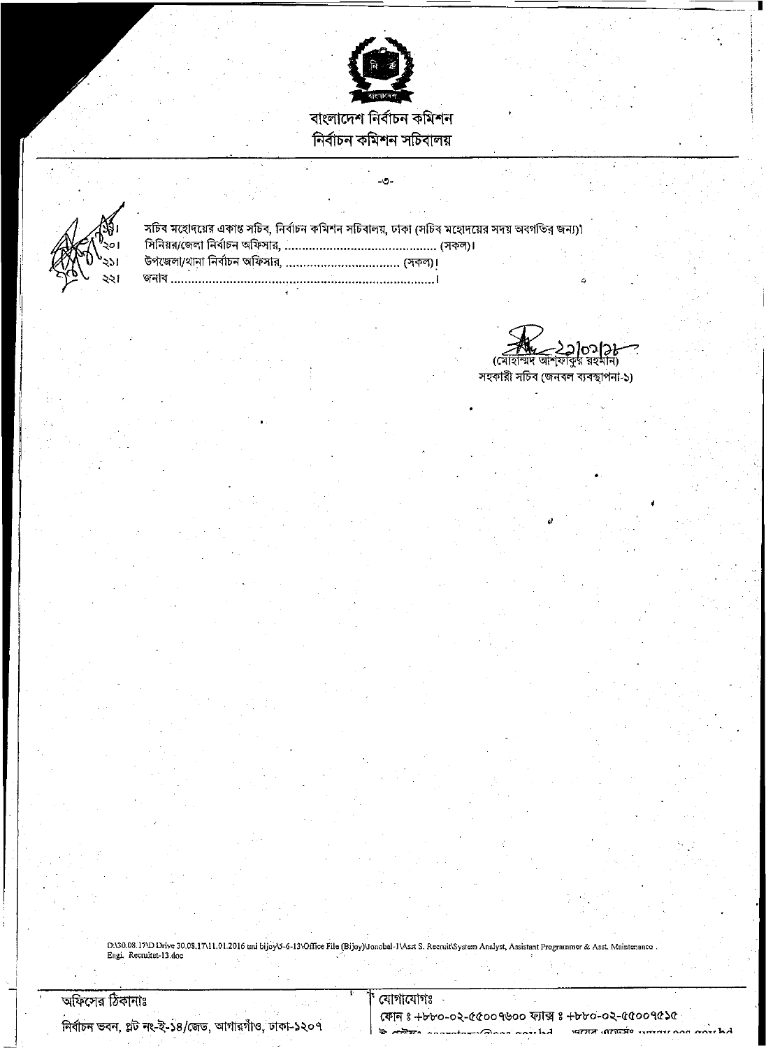বাংলাদেশ নির্বাচন কমিশন

নির্বাচন কমিশন সচিবালয়

১৯। সচিব মহোদয়ের একান্ত সচিব, নির্বাচন কমিশন সচিবালয়, ঢাকা (সচিব মহোদয়ের সদয় অবগতির জন্য)।

২০। সিনিয়র/জেলা নির্বাচন অফিসার, ........................................... (সকল)।

২১। উপজেলা/থানা নির্বাচন অফিসার, ................................ (সকল)।

২২। জনাব ...........................................................................।

২২/০২/১৮

(মোহাম্মদ আশফাকুর রহমান)

সহকারী সচিব (জনবল ব্যবস্থাপনা-১)

D:\30.08.17\D Drive 30.08.17\11.01.2016 uni bijoy\5-6-13\Office File (Bijoy)\Jonobal-1\Asst S. Recruit\System Analyst, Assistant Programmer & Asst. Maintenance Engi. Recruitet-13.doc

অফিসের ঠিকানাঃ

নির্বাচন ভবন, প্লট নং-ই-১৪/জেড, আগারগাঁও, ঢাকা-১২০৭

যোগাযোগঃ

ফোন ঃ +৮৮০-০২-৫৫০০৭৬০০ ফ্যাক্স ঃ +৮৮০-০২-৫৫০০৭৫১৫